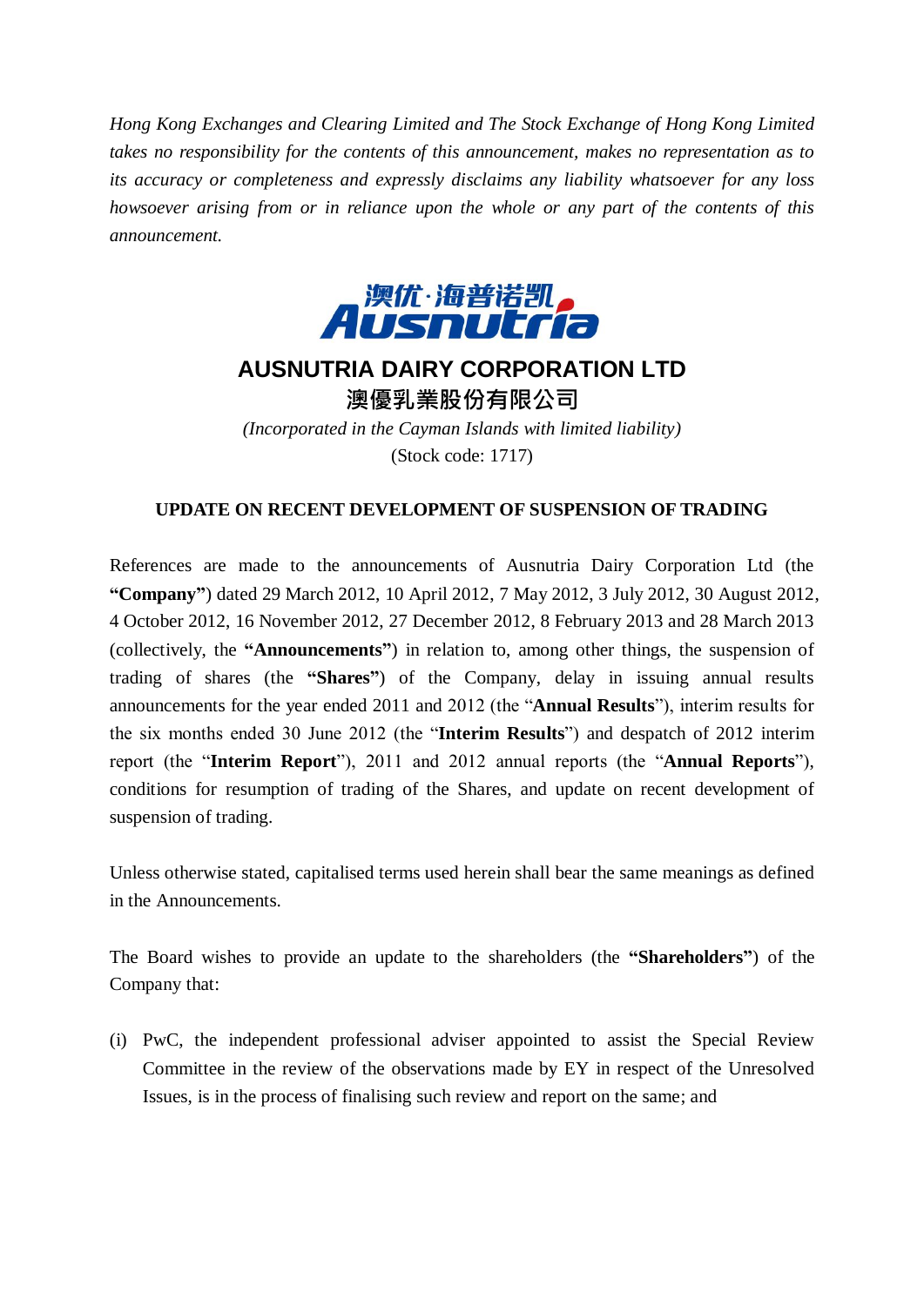*Hong Kong Exchanges and Clearing Limited and The Stock Exchange of Hong Kong Limited takes no responsibility for the contents of this announcement, makes no representation as to its accuracy or completeness and expressly disclaims any liability whatsoever for any loss howsoever arising from or in reliance upon the whole or any part of the contents of this announcement.*

澳优·海普诺凯
Ausnutria

# AUSNUTRIA DAIRY CORPORATION LTD

# 澳優乳業股份有限公司

*(Incorporated in the Cayman Islands with limited liability)*

(Stock code: 1717)

## UPDATE ON RECENT DEVELOPMENT OF SUSPENSION OF TRADING

References are made to the announcements of Ausnutria Dairy Corporation Ltd (the **"Company"**) dated 29 March 2012, 10 April 2012, 7 May 2012, 3 July 2012, 30 August 2012, 4 October 2012, 16 November 2012, 27 December 2012, 8 February 2013 and 28 March 2013 (collectively, the **"Announcements"**) in relation to, among other things, the suspension of trading of shares (the **"Shares"**) of the Company, delay in issuing annual results announcements for the year ended 2011 and 2012 (the "**Annual Results**"), interim results for the six months ended 30 June 2012 (the "**Interim Results**") and despatch of 2012 interim report (the "**Interim Report**"), 2011 and 2012 annual reports (the "**Annual Reports**"), conditions for resumption of trading of the Shares, and update on recent development of suspension of trading.

Unless otherwise stated, capitalised terms used herein shall bear the same meanings as defined in the Announcements.

The Board wishes to provide an update to the shareholders (the **"Shareholders"**) of the Company that:

(i) PwC, the independent professional adviser appointed to assist the Special Review Committee in the review of the observations made by EY in respect of the Unresolved Issues, is in the process of finalising such review and report on the same; and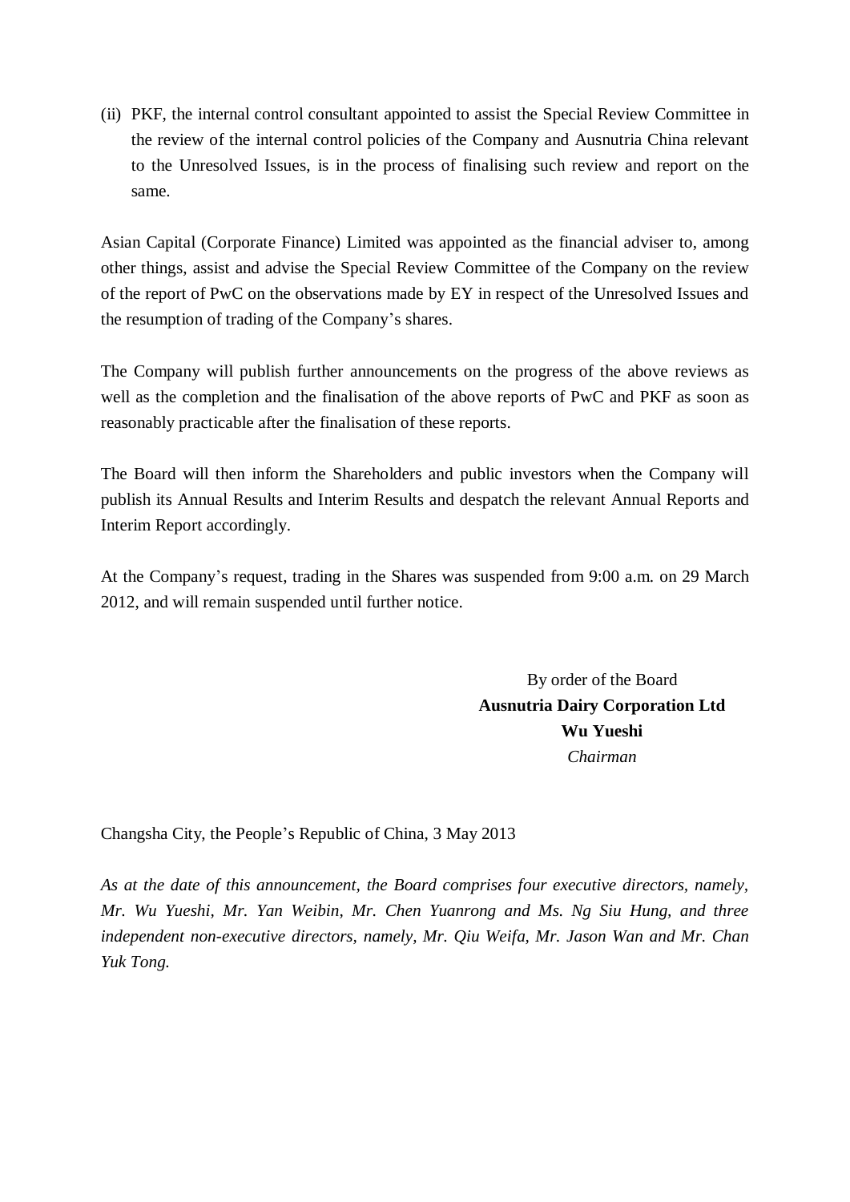(ii) PKF, the internal control consultant appointed to assist the Special Review Committee in the review of the internal control policies of the Company and Ausnutria China relevant to the Unresolved Issues, is in the process of finalising such review and report on the same.

Asian Capital (Corporate Finance) Limited was appointed as the financial adviser to, among other things, assist and advise the Special Review Committee of the Company on the review of the report of PwC on the observations made by EY in respect of the Unresolved Issues and the resumption of trading of the Company's shares.

The Company will publish further announcements on the progress of the above reviews as well as the completion and the finalisation of the above reports of PwC and PKF as soon as reasonably practicable after the finalisation of these reports.

The Board will then inform the Shareholders and public investors when the Company will publish its Annual Results and Interim Results and despatch the relevant Annual Reports and Interim Report accordingly.

At the Company's request, trading in the Shares was suspended from 9:00 a.m. on 29 March 2012, and will remain suspended until further notice.

By order of the Board
**Ausnutria Dairy Corporation Ltd**
**Wu Yueshi**
*Chairman*

Changsha City, the People's Republic of China, 3 May 2013

*As at the date of this announcement, the Board comprises four executive directors, namely, Mr. Wu Yueshi, Mr. Yan Weibin, Mr. Chen Yuanrong and Ms. Ng Siu Hung, and three independent non-executive directors, namely, Mr. Qiu Weifa, Mr. Jason Wan and Mr. Chan Yuk Tong.*